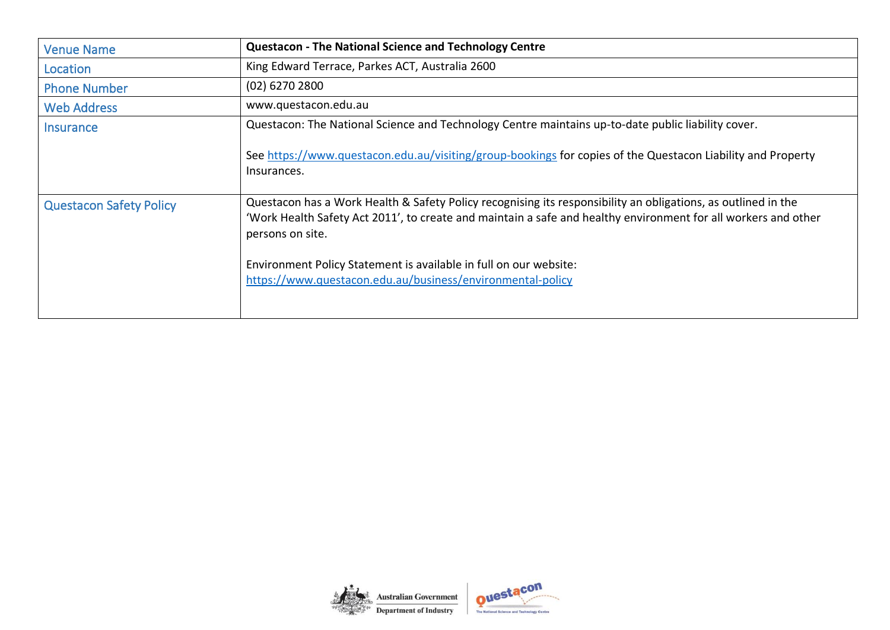| Venue Name | **Questacon - The National Science and Technology Centre** |
|---|---|
| Location | King Edward Terrace, Parkes ACT, Australia 2600 |
| Phone Number | (02) 6270 2800 |
| Web Address | www.questacon.edu.au |
| Insurance | Questacon: The National Science and Technology Centre maintains up-to-date public liability cover.<br><br>See https://www.questacon.edu.au/visiting/group-bookings for copies of the Questacon Liability and Property Insurances. |
| Questacon Safety Policy | Questacon has a Work Health & Safety Policy recognising its responsibility an obligations, as outlined in the 'Work Health Safety Act 2011', to create and maintain a safe and healthy environment for all workers and other persons on site.<br><br>Environment Policy Statement is available in full on our website: https://www.questacon.edu.au/business/environmental-policy |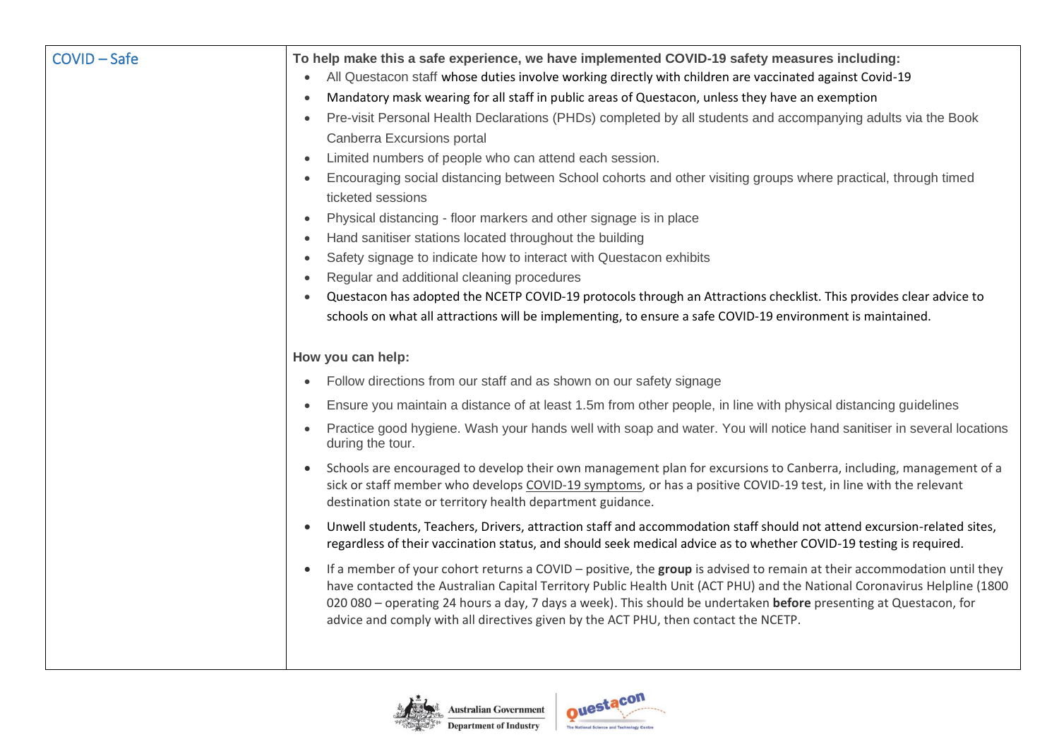| COVID – Safe | **To help make this a safe experience, we have implemented COVID-19 safety measures including:**<br>• All Questacon staff whose duties involve working directly with children are vaccinated against Covid-19<br>• Mandatory mask wearing for all staff in public areas of Questacon, unless they have an exemption<br>• Pre-visit Personal Health Declarations (PHDs) completed by all students and accompanying adults via the Book Canberra Excursions portal<br>• Limited numbers of people who can attend each session.<br>• Encouraging social distancing between School cohorts and other visiting groups where practical, through timed ticketed sessions<br>• Physical distancing - floor markers and other signage is in place<br>• Hand sanitiser stations located throughout the building<br>• Safety signage to indicate how to interact with Questacon exhibits<br>• Regular and additional cleaning procedures<br>• Questacon has adopted the NCETP COVID-19 protocols through an Attractions checklist. This provides clear advice to schools on what all attractions will be implementing, to ensure a safe COVID-19 environment is maintained.<br><br>**How you can help:**<br>• Follow directions from our staff and as shown on our safety signage<br>• Ensure you maintain a distance of at least 1.5m from other people, in line with physical distancing guidelines<br>• Practice good hygiene. Wash your hands well with soap and water. You will notice hand sanitiser in several locations during the tour.<br>• Schools are encouraged to develop their own management plan for excursions to Canberra, including, management of a sick or staff member who develops COVID-19 symptoms, or has a positive COVID-19 test, in line with the relevant destination state or territory health department guidance.<br>• Unwell students, Teachers, Drivers, attraction staff and accommodation staff should not attend excursion-related sites, regardless of their vaccination status, and should seek medical advice as to whether COVID-19 testing is required.<br>• If a member of your cohort returns a COVID – positive, the **group** is advised to remain at their accommodation until they have contacted the Australian Capital Territory Public Health Unit (ACT PHU) and the National Coronavirus Helpline (1800 020 080 – operating 24 hours a day, 7 days a week). This should be undertaken **before** presenting at Questacon, for advice and comply with all directives given by the ACT PHU, then contact the NCETP. |
|---|---|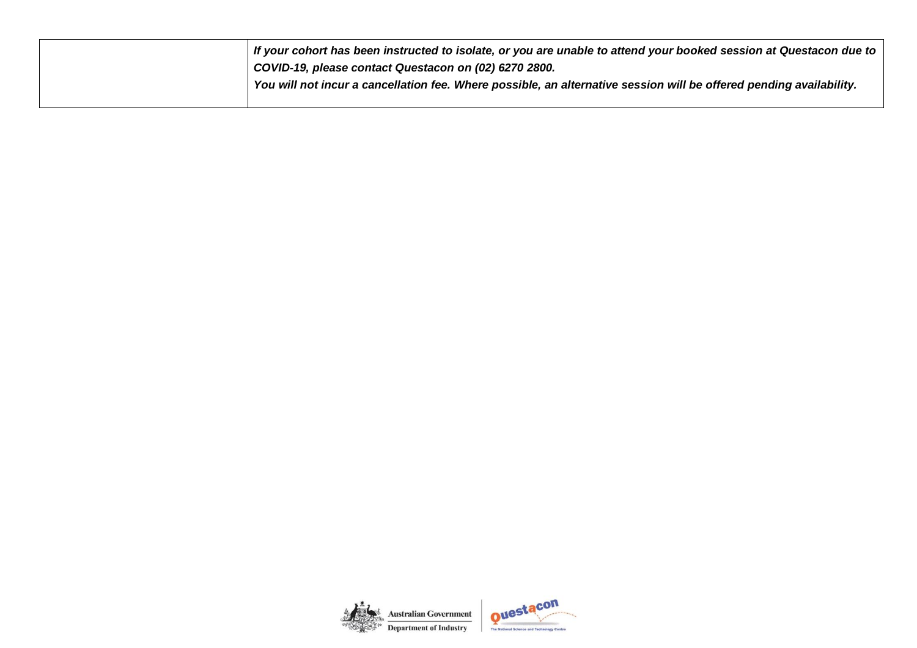| | |
|---|---|
| | ***If your cohort has been instructed to isolate, or you are unable to attend your booked session at Questacon due to COVID-19, please contact Questacon on (02) 6270 2800.***<br>***You will not incur a cancellation fee. Where possible, an alternative session will be offered pending availability.*** |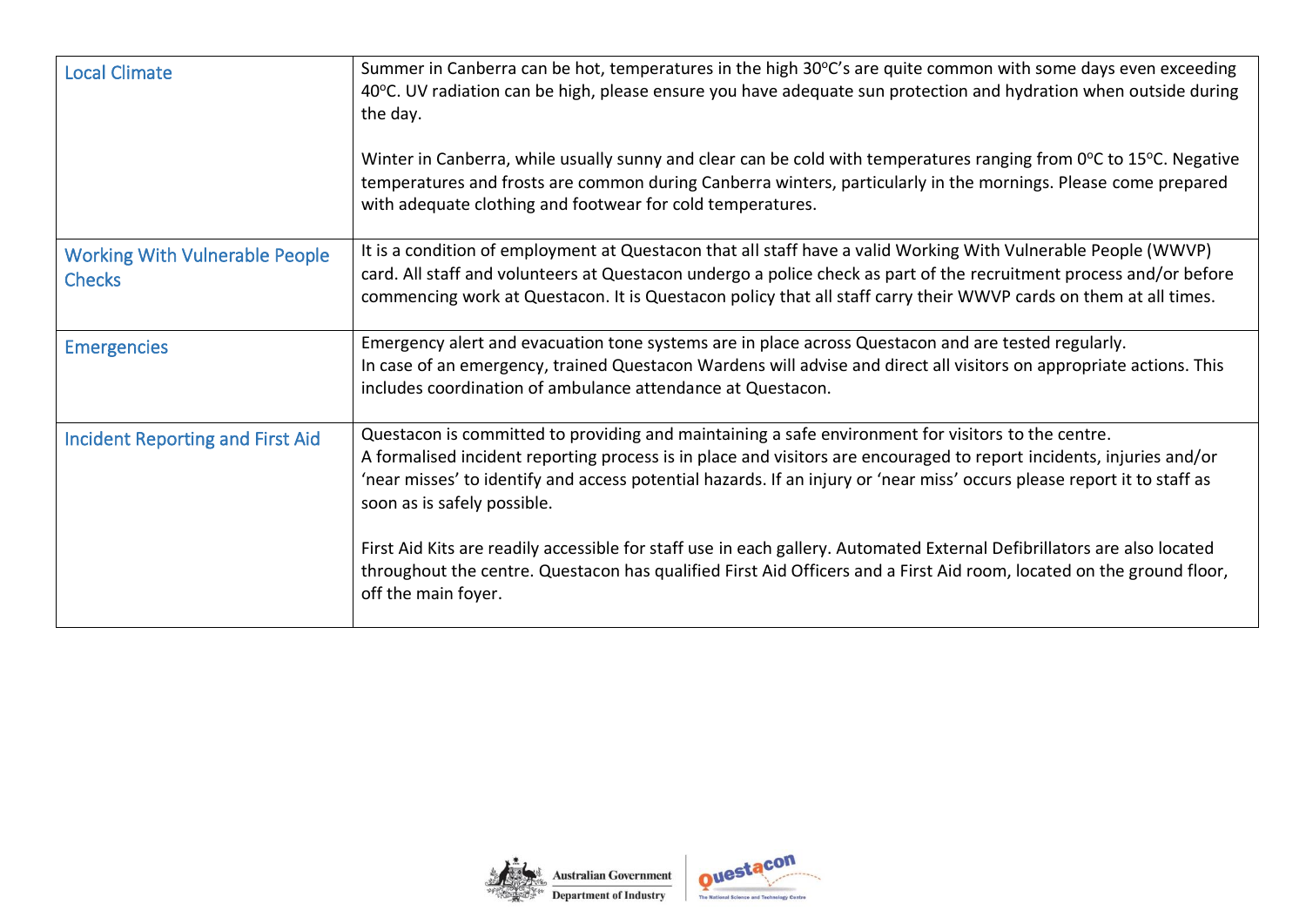| | |
|---|---|
| Local Climate | Summer in Canberra can be hot, temperatures in the high 30°C's are quite common with some days even exceeding 40°C. UV radiation can be high, please ensure you have adequate sun protection and hydration when outside during the day.<br><br>Winter in Canberra, while usually sunny and clear can be cold with temperatures ranging from 0°C to 15°C. Negative temperatures and frosts are common during Canberra winters, particularly in the mornings. Please come prepared with adequate clothing and footwear for cold temperatures. |
| Working With Vulnerable People Checks | It is a condition of employment at Questacon that all staff have a valid Working With Vulnerable People (WWVP) card. All staff and volunteers at Questacon undergo a police check as part of the recruitment process and/or before commencing work at Questacon. It is Questacon policy that all staff carry their WWVP cards on them at all times. |
| Emergencies | Emergency alert and evacuation tone systems are in place across Questacon and are tested regularly.<br>In case of an emergency, trained Questacon Wardens will advise and direct all visitors on appropriate actions. This includes coordination of ambulance attendance at Questacon. |
| Incident Reporting and First Aid | Questacon is committed to providing and maintaining a safe environment for visitors to the centre.<br>A formalised incident reporting process is in place and visitors are encouraged to report incidents, injuries and/or 'near misses' to identify and access potential hazards. If an injury or 'near miss' occurs please report it to staff as soon as is safely possible.<br><br>First Aid Kits are readily accessible for staff use in each gallery. Automated External Defibrillators are also located throughout the centre. Questacon has qualified First Aid Officers and a First Aid room, located on the ground floor, off the main foyer. |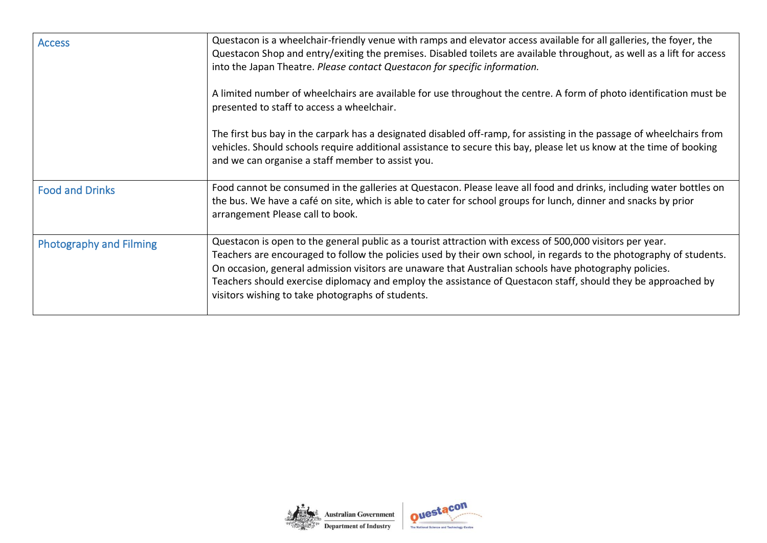| | |
|---|---|
| Access | Questacon is a wheelchair-friendly venue with ramps and elevator access available for all galleries, the foyer, the Questacon Shop and entry/exiting the premises. Disabled toilets are available throughout, as well as a lift for access into the Japan Theatre. *Please contact Questacon for specific information.*<br><br>A limited number of wheelchairs are available for use throughout the centre. A form of photo identification must be presented to staff to access a wheelchair.<br><br>The first bus bay in the carpark has a designated disabled off-ramp, for assisting in the passage of wheelchairs from vehicles. Should schools require additional assistance to secure this bay, please let us know at the time of booking and we can organise a staff member to assist you. |
| Food and Drinks | Food cannot be consumed in the galleries at Questacon. Please leave all food and drinks, including water bottles on the bus. We have a café on site, which is able to cater for school groups for lunch, dinner and snacks by prior arrangement Please call to book. |
| Photography and Filming | Questacon is open to the general public as a tourist attraction with excess of 500,000 visitors per year.<br>Teachers are encouraged to follow the policies used by their own school, in regards to the photography of students.<br>On occasion, general admission visitors are unaware that Australian schools have photography policies.<br>Teachers should exercise diplomacy and employ the assistance of Questacon staff, should they be approached by visitors wishing to take photographs of students. |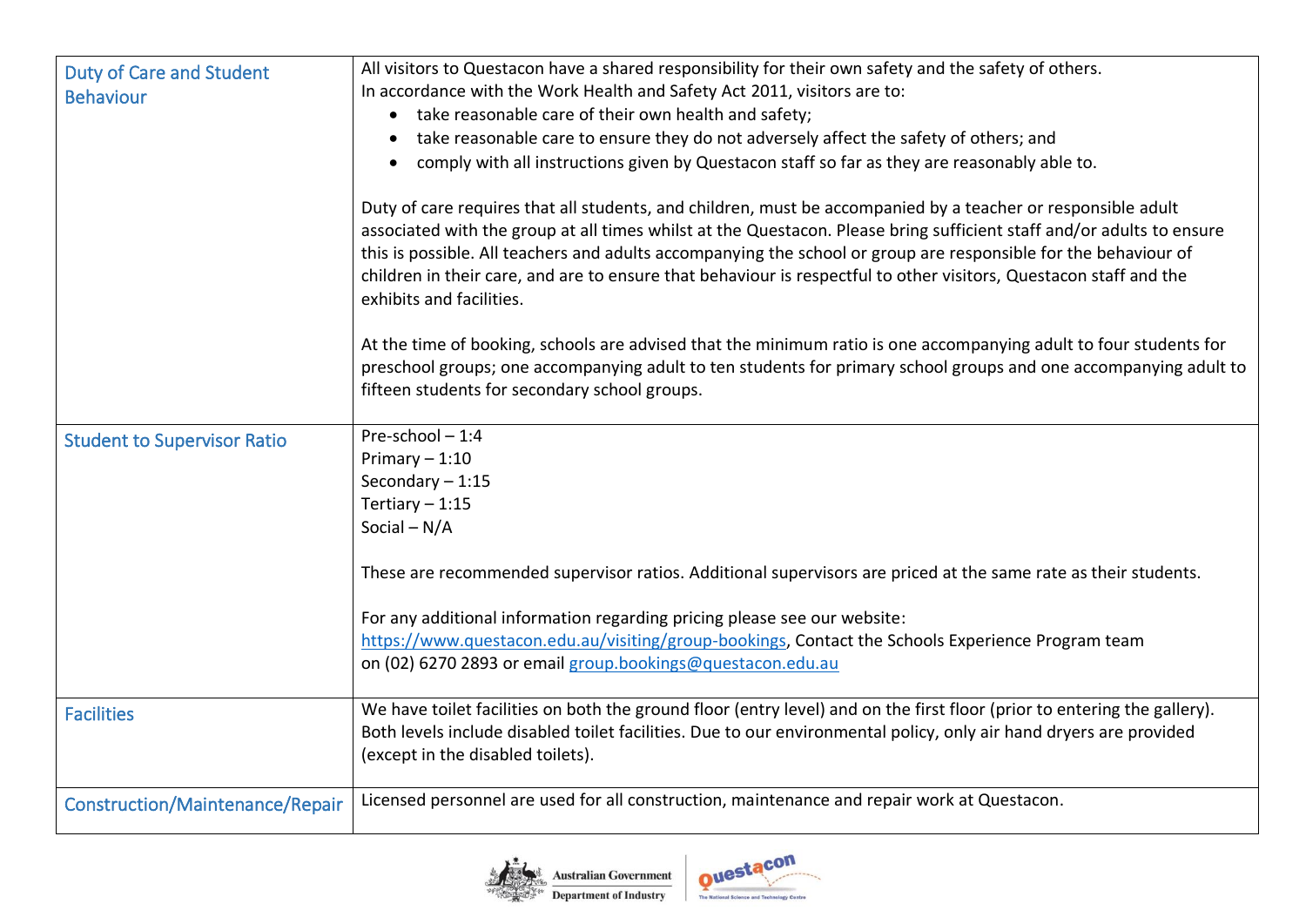| | |
|---|---|
| Duty of Care and Student Behaviour | All visitors to Questacon have a shared responsibility for their own safety and the safety of others.<br>In accordance with the Work Health and Safety Act 2011, visitors are to:<br>• take reasonable care of their own health and safety;<br>• take reasonable care to ensure they do not adversely affect the safety of others; and<br>• comply with all instructions given by Questacon staff so far as they are reasonably able to.<br><br>Duty of care requires that all students, and children, must be accompanied by a teacher or responsible adult associated with the group at all times whilst at the Questacon. Please bring sufficient staff and/or adults to ensure this is possible. All teachers and adults accompanying the school or group are responsible for the behaviour of children in their care, and are to ensure that behaviour is respectful to other visitors, Questacon staff and the exhibits and facilities.<br><br>At the time of booking, schools are advised that the minimum ratio is one accompanying adult to four students for preschool groups; one accompanying adult to ten students for primary school groups and one accompanying adult to fifteen students for secondary school groups. |
| Student to Supervisor Ratio | Pre-school – 1:4<br>Primary – 1:10<br>Secondary – 1:15<br>Tertiary – 1:15<br>Social – N/A<br><br>These are recommended supervisor ratios. Additional supervisors are priced at the same rate as their students.<br><br>For any additional information regarding pricing please see our website: https://www.questacon.edu.au/visiting/group-bookings, Contact the Schools Experience Program team on (02) 6270 2893 or email group.bookings@questacon.edu.au |
| Facilities | We have toilet facilities on both the ground floor (entry level) and on the first floor (prior to entering the gallery). Both levels include disabled toilet facilities. Due to our environmental policy, only air hand dryers are provided (except in the disabled toilets). |
| Construction/Maintenance/Repair | Licensed personnel are used for all construction, maintenance and repair work at Questacon. |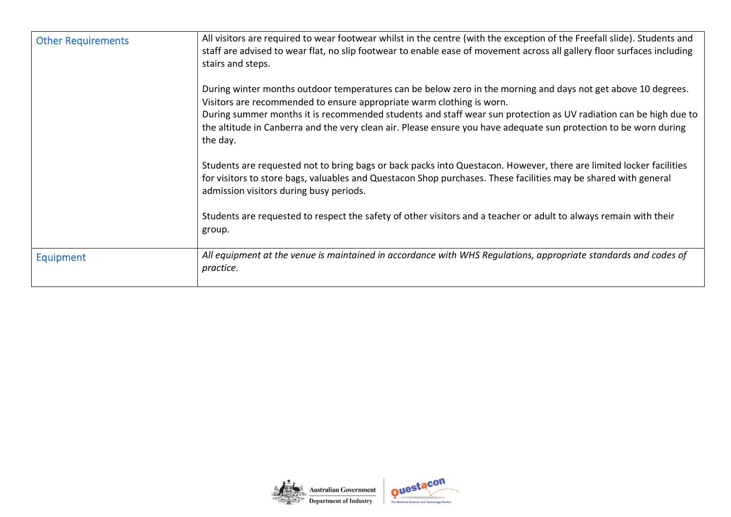| | |
|---|---|
| Other Requirements | All visitors are required to wear footwear whilst in the centre (with the exception of the Freefall slide). Students and staff are advised to wear flat, no slip footwear to enable ease of movement across all gallery floor surfaces including stairs and steps.<br><br>During winter months outdoor temperatures can be below zero in the morning and days not get above 10 degrees. Visitors are recommended to ensure appropriate warm clothing is worn.<br>During summer months it is recommended students and staff wear sun protection as UV radiation can be high due to the altitude in Canberra and the very clean air. Please ensure you have adequate sun protection to be worn during the day.<br><br>Students are requested not to bring bags or back packs into Questacon. However, there are limited locker facilities for visitors to store bags, valuables and Questacon Shop purchases. These facilities may be shared with general admission visitors during busy periods.<br><br>Students are requested to respect the safety of other visitors and a teacher or adult to always remain with their group. |
| Equipment | *All equipment at the venue is maintained in accordance with WHS Regulations, appropriate standards and codes of practice.* |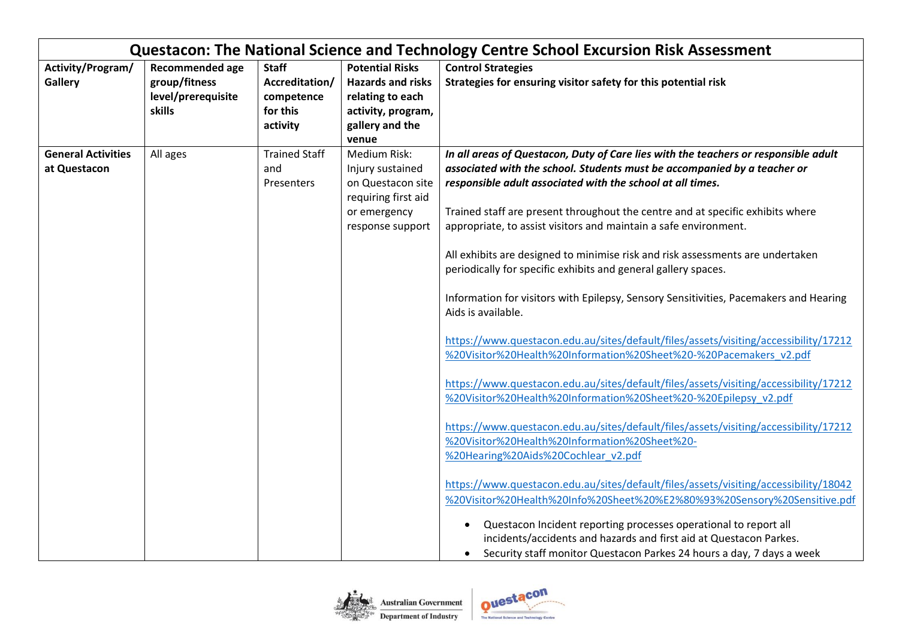| Questacon: The National Science and Technology Centre School Excursion Risk Assessment | | | | |
|---|---|---|---|---|
| **Activity/Program/ Gallery** | **Recommended age group/fitness level/prerequisite skills** | **Staff Accreditation/ competence for this activity** | **Potential Risks Hazards and risks relating to each activity, program, gallery and the venue** | **Control Strategies** <br> **Strategies for ensuring visitor safety for this potential risk** |
| **General Activities at Questacon** | All ages | Trained Staff and Presenters | Medium Risk: Injury sustained on Questacon site requiring first aid or emergency response support | ***In all areas of Questacon, Duty of Care lies with the teachers or responsible adult associated with the school. Students must be accompanied by a teacher or responsible adult associated with the school at all times.*** <br><br> Trained staff are present throughout the centre and at specific exhibits where appropriate, to assist visitors and maintain a safe environment. <br><br> All exhibits are designed to minimise risk and risk assessments are undertaken periodically for specific exhibits and general gallery spaces. <br><br> Information for visitors with Epilepsy, Sensory Sensitivities, Pacemakers and Hearing Aids is available. <br><br> https://www.questacon.edu.au/sites/default/files/assets/visiting/accessibility/17212%20Visitor%20Health%20Information%20Sheet%20-%20Pacemakers_v2.pdf <br><br> https://www.questacon.edu.au/sites/default/files/assets/visiting/accessibility/17212%20Visitor%20Health%20Information%20Sheet%20-%20Epilepsy_v2.pdf <br><br> https://www.questacon.edu.au/sites/default/files/assets/visiting/accessibility/17212%20Visitor%20Health%20Information%20Sheet%20-%20Hearing%20Aids%20Cochlear_v2.pdf <br><br> https://www.questacon.edu.au/sites/default/files/assets/visiting/accessibility/18042%20Visitor%20Health%20Info%20Sheet%20%E2%80%93%20Sensory%20Sensitive.pdf <br><br> • Questacon Incident reporting processes operational to report all incidents/accidents and hazards and first aid at Questacon Parkes. <br> • Security staff monitor Questacon Parkes 24 hours a day, 7 days a week |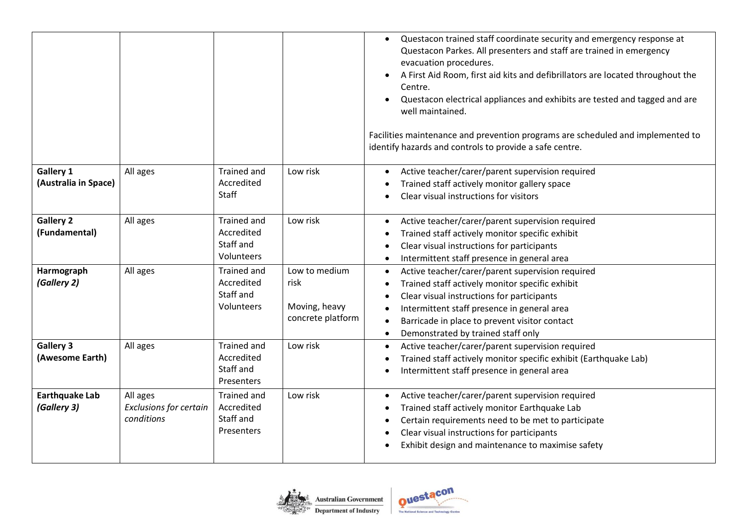| | | | | |
|---|---|---|---|---|
| | | | | • Questacon trained staff coordinate security and emergency response at Questacon Parkes. All presenters and staff are trained in emergency evacuation procedures.<br>• A First Aid Room, first aid kits and defibrillators are located throughout the Centre.<br>• Questacon electrical appliances and exhibits are tested and tagged and are well maintained.<br><br>Facilities maintenance and prevention programs are scheduled and implemented to identify hazards and controls to provide a safe centre. |
| **Gallery 1 (Australia in Space)** | All ages | Trained and Accredited Staff | Low risk | • Active teacher/carer/parent supervision required<br>• Trained staff actively monitor gallery space<br>• Clear visual instructions for visitors |
| **Gallery 2 (Fundamental)** | All ages | Trained and Accredited Staff and Volunteers | Low risk | • Active teacher/carer/parent supervision required<br>• Trained staff actively monitor specific exhibit<br>• Clear visual instructions for participants<br>• Intermittent staff presence in general area |
| **Harmograph *(Gallery 2)*** | All ages | Trained and Accredited Staff and Volunteers | Low to medium risk<br><br>Moving, heavy concrete platform | • Active teacher/carer/parent supervision required<br>• Trained staff actively monitor specific exhibit<br>• Clear visual instructions for participants<br>• Intermittent staff presence in general area<br>• Barricade in place to prevent visitor contact<br>• Demonstrated by trained staff only |
| **Gallery 3 (Awesome Earth)** | All ages | Trained and Accredited Staff and Presenters | Low risk | • Active teacher/carer/parent supervision required<br>• Trained staff actively monitor specific exhibit (Earthquake Lab)<br>• Intermittent staff presence in general area |
| **Earthquake Lab *(Gallery 3)*** | All ages<br>*Exclusions for certain conditions* | Trained and Accredited Staff and Presenters | Low risk | • Active teacher/carer/parent supervision required<br>• Trained staff actively monitor Earthquake Lab<br>• Certain requirements need to be met to participate<br>• Clear visual instructions for participants<br>• Exhibit design and maintenance to maximise safety |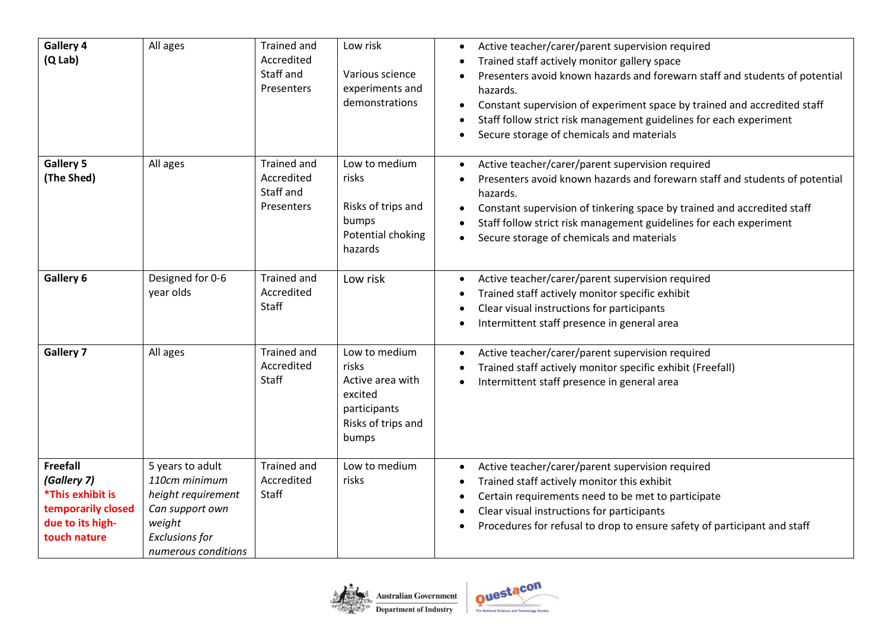| | | | | |
|---|---|---|---|---|
| **Gallery 4 (Q Lab)** | All ages | Trained and Accredited Staff and Presenters | Low risk<br><br>Various science experiments and demonstrations | • Active teacher/carer/parent supervision required<br>• Trained staff actively monitor gallery space<br>• Presenters avoid known hazards and forewarn staff and students of potential hazards.<br>• Constant supervision of experiment space by trained and accredited staff<br>• Staff follow strict risk management guidelines for each experiment<br>• Secure storage of chemicals and materials |
| **Gallery 5 (The Shed)** | All ages | Trained and Accredited Staff and Presenters | Low to medium risks<br><br>Risks of trips and bumps<br>Potential choking hazards | • Active teacher/carer/parent supervision required<br>• Presenters avoid known hazards and forewarn staff and students of potential hazards.<br>• Constant supervision of tinkering space by trained and accredited staff<br>• Staff follow strict risk management guidelines for each experiment<br>• Secure storage of chemicals and materials |
| **Gallery 6** | Designed for 0-6 year olds | Trained and Accredited Staff | Low risk | • Active teacher/carer/parent supervision required<br>• Trained staff actively monitor specific exhibit<br>• Clear visual instructions for participants<br>• Intermittent staff presence in general area |
| **Gallery 7** | All ages | Trained and Accredited Staff | Low to medium risks<br>Active area with excited participants<br>Risks of trips and bumps | • Active teacher/carer/parent supervision required<br>• Trained staff actively monitor specific exhibit (Freefall)<br>• Intermittent staff presence in general area |
| **Freefall *(Gallery 7)*** **\*This exhibit is temporarily closed due to its high-touch nature** | 5 years to adult<br>*110cm minimum height requirement*<br>*Can support own weight*<br>*Exclusions for numerous conditions* | Trained and Accredited Staff | Low to medium risks | • Active teacher/carer/parent supervision required<br>• Trained staff actively monitor this exhibit<br>• Certain requirements need to be met to participate<br>• Clear visual instructions for participants<br>• Procedures for refusal to drop to ensure safety of participant and staff |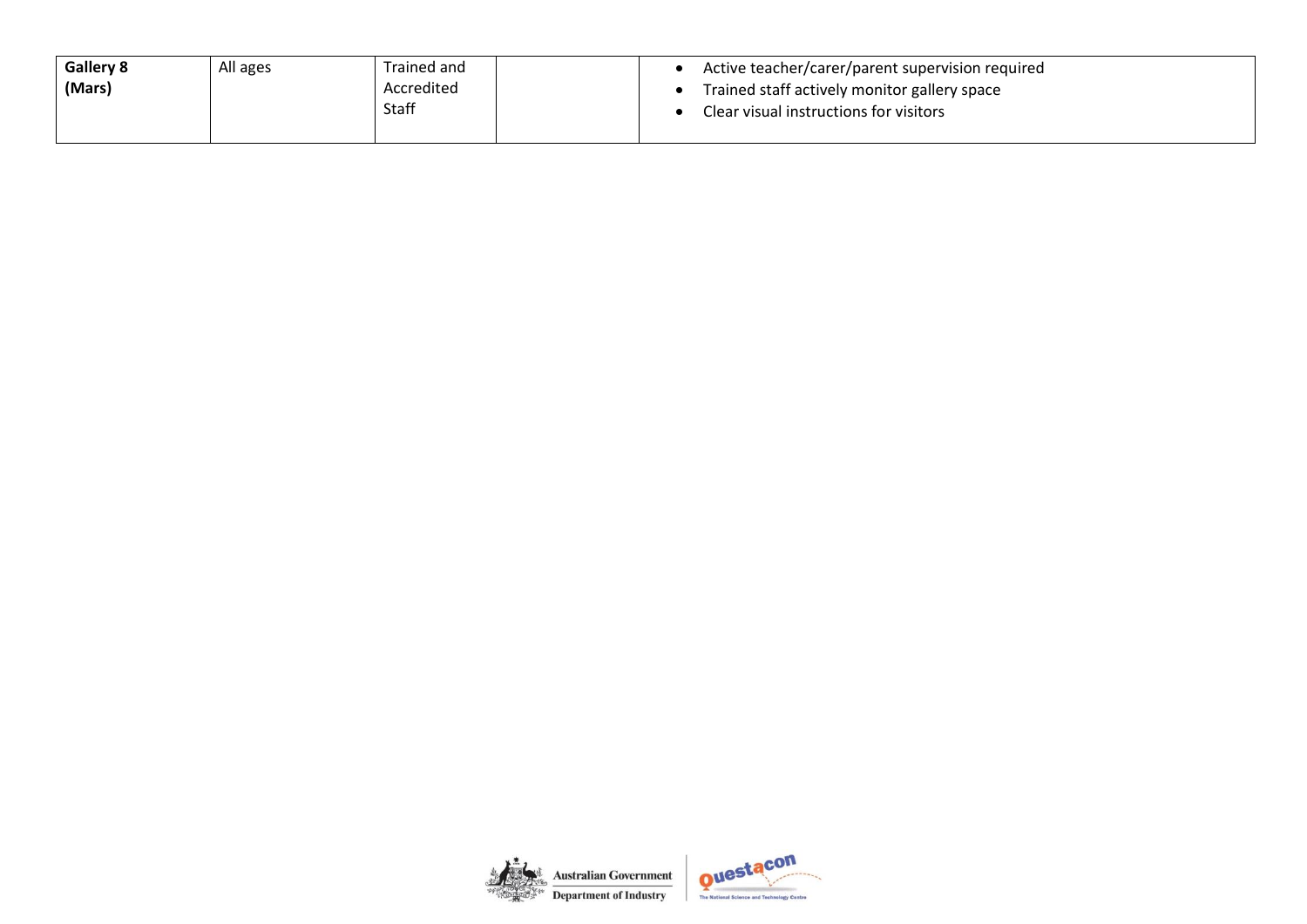| | | | | |
|---|---|---|---|---|
| **Gallery 8 (Mars)** | All ages | Trained and Accredited Staff | | • Active teacher/carer/parent supervision required<br>• Trained staff actively monitor gallery space<br>• Clear visual instructions for visitors |